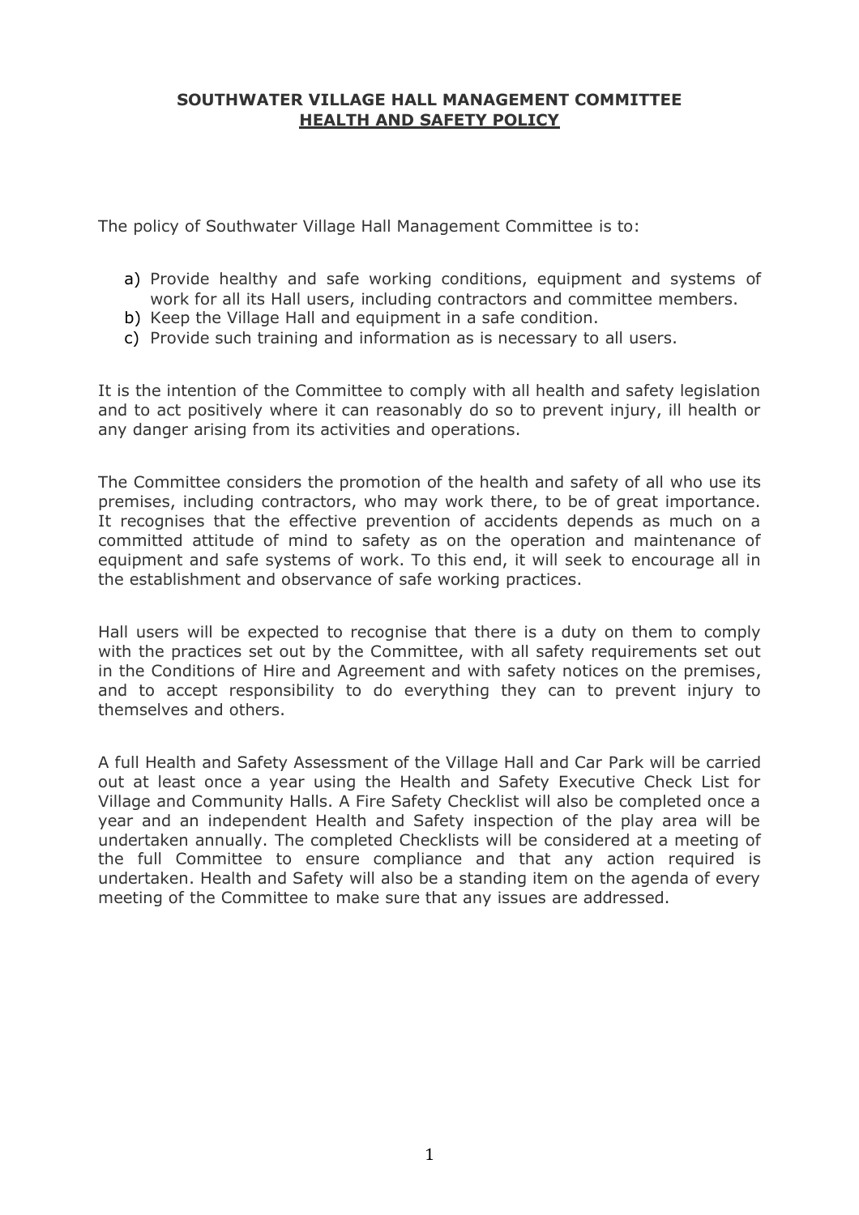# SOUTHWATER VILLAGE HALL MANAGEMENT COMMITTEE

## HEALTH AND SAFETY POLICY

The policy of Southwater Village Hall Management Committee is to:

a) Provide healthy and safe working conditions, equipment and systems of work for all its Hall users, including contractors and committee members.
b) Keep the Village Hall and equipment in a safe condition.
c) Provide such training and information as is necessary to all users.

It is the intention of the Committee to comply with all health and safety legislation and to act positively where it can reasonably do so to prevent injury, ill health or any danger arising from its activities and operations.

The Committee considers the promotion of the health and safety of all who use its premises, including contractors, who may work there, to be of great importance. It recognises that the effective prevention of accidents depends as much on a committed attitude of mind to safety as on the operation and maintenance of equipment and safe systems of work. To this end, it will seek to encourage all in the establishment and observance of safe working practices.

Hall users will be expected to recognise that there is a duty on them to comply with the practices set out by the Committee, with all safety requirements set out in the Conditions of Hire and Agreement and with safety notices on the premises, and to accept responsibility to do everything they can to prevent injury to themselves and others.

A full Health and Safety Assessment of the Village Hall and Car Park will be carried out at least once a year using the Health and Safety Executive Check List for Village and Community Halls. A Fire Safety Checklist will also be completed once a year and an independent Health and Safety inspection of the play area will be undertaken annually. The completed Checklists will be considered at a meeting of the full Committee to ensure compliance and that any action required is undertaken. Health and Safety will also be a standing item on the agenda of every meeting of the Committee to make sure that any issues are addressed.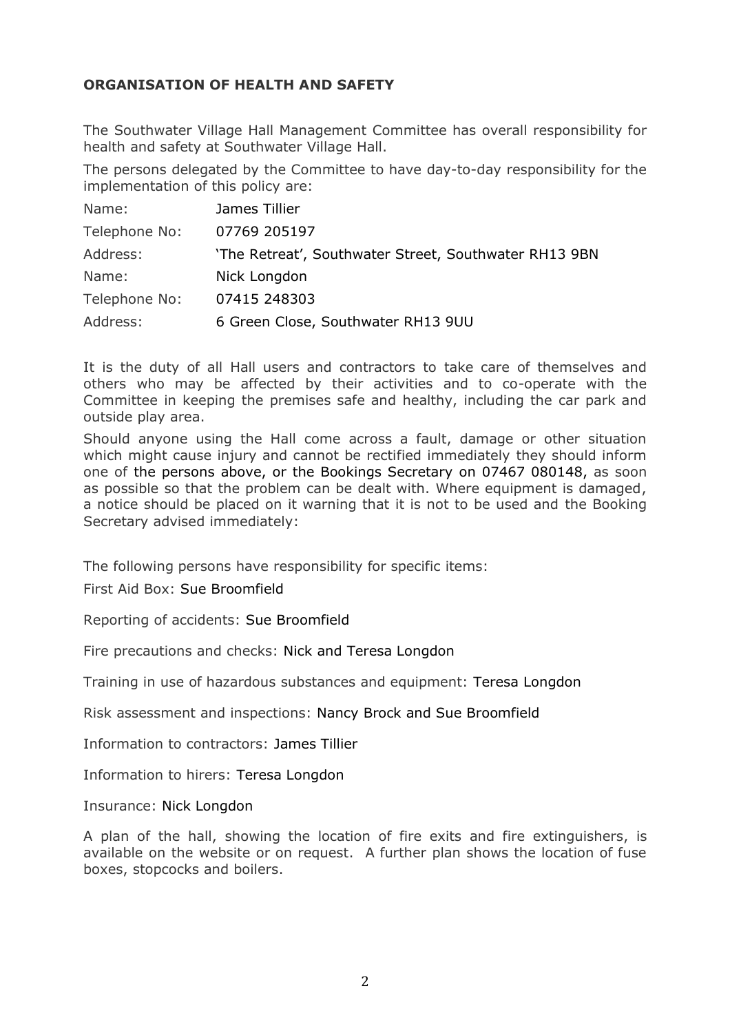## ORGANISATION OF HEALTH AND SAFETY

The Southwater Village Hall Management Committee has overall responsibility for health and safety at Southwater Village Hall.

The persons delegated by the Committee to have day-to-day responsibility for the implementation of this policy are:

| | |
|---|---|
| Name: | James Tillier |
| Telephone No: | 07769 205197 |
| Address: | 'The Retreat', Southwater Street, Southwater RH13 9BN |
| Name: | Nick Longdon |
| Telephone No: | 07415 248303 |
| Address: | 6 Green Close, Southwater RH13 9UU |

It is the duty of all Hall users and contractors to take care of themselves and others who may be affected by their activities and to co-operate with the Committee in keeping the premises safe and healthy, including the car park and outside play area.

Should anyone using the Hall come across a fault, damage or other situation which might cause injury and cannot be rectified immediately they should inform one of the persons above, or the Bookings Secretary on 07467 080148, as soon as possible so that the problem can be dealt with. Where equipment is damaged, a notice should be placed on it warning that it is not to be used and the Booking Secretary advised immediately:

The following persons have responsibility for specific items:

First Aid Box: Sue Broomfield

Reporting of accidents: Sue Broomfield

Fire precautions and checks: Nick and Teresa Longdon

Training in use of hazardous substances and equipment: Teresa Longdon

Risk assessment and inspections: Nancy Brock and Sue Broomfield

Information to contractors: James Tillier

Information to hirers: Teresa Longdon

Insurance: Nick Longdon

A plan of the hall, showing the location of fire exits and fire extinguishers, is available on the website or on request. A further plan shows the location of fuse boxes, stopcocks and boilers.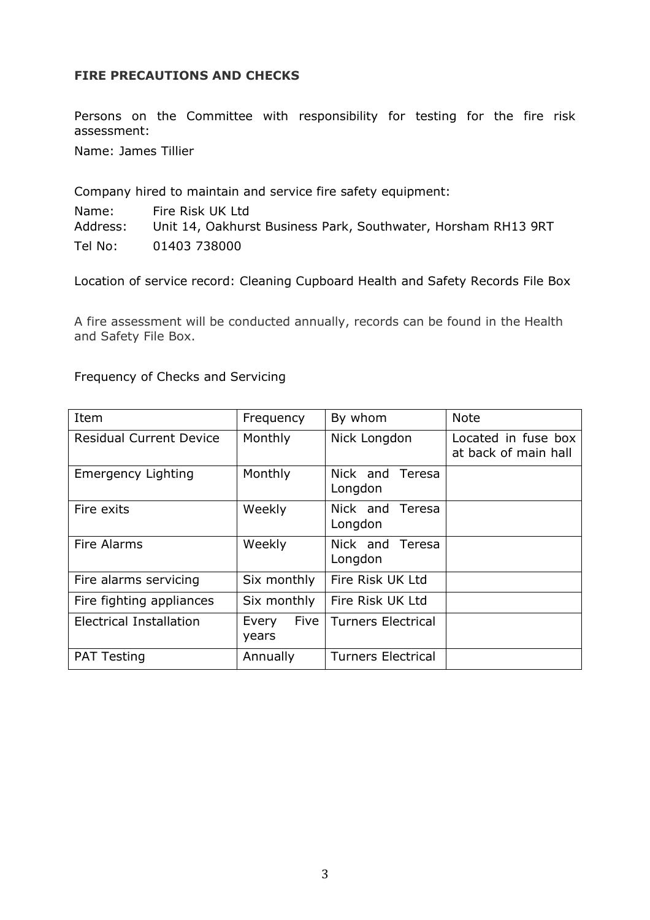**FIRE PRECAUTIONS AND CHECKS**

Persons on the Committee with responsibility for testing for the fire risk assessment:

Name: James Tillier

Company hired to maintain and service fire safety equipment:

Name: Fire Risk UK Ltd
Address: Unit 14, Oakhurst Business Park, Southwater, Horsham RH13 9RT
Tel No: 01403 738000

Location of service record: Cleaning Cupboard Health and Safety Records File Box

A fire assessment will be conducted annually, records can be found in the Health and Safety File Box.

Frequency of Checks and Servicing

| Item | Frequency | By whom | Note |
|---|---|---|---|
| Residual Current Device | Monthly | Nick Longdon | Located in fuse box at back of main hall |
| Emergency Lighting | Monthly | Nick and Teresa Longdon | |
| Fire exits | Weekly | Nick and Teresa Longdon | |
| Fire Alarms | Weekly | Nick and Teresa Longdon | |
| Fire alarms servicing | Six monthly | Fire Risk UK Ltd | |
| Fire fighting appliances | Six monthly | Fire Risk UK Ltd | |
| Electrical Installation | Every Five years | Turners Electrical | |
| PAT Testing | Annually | Turners Electrical | |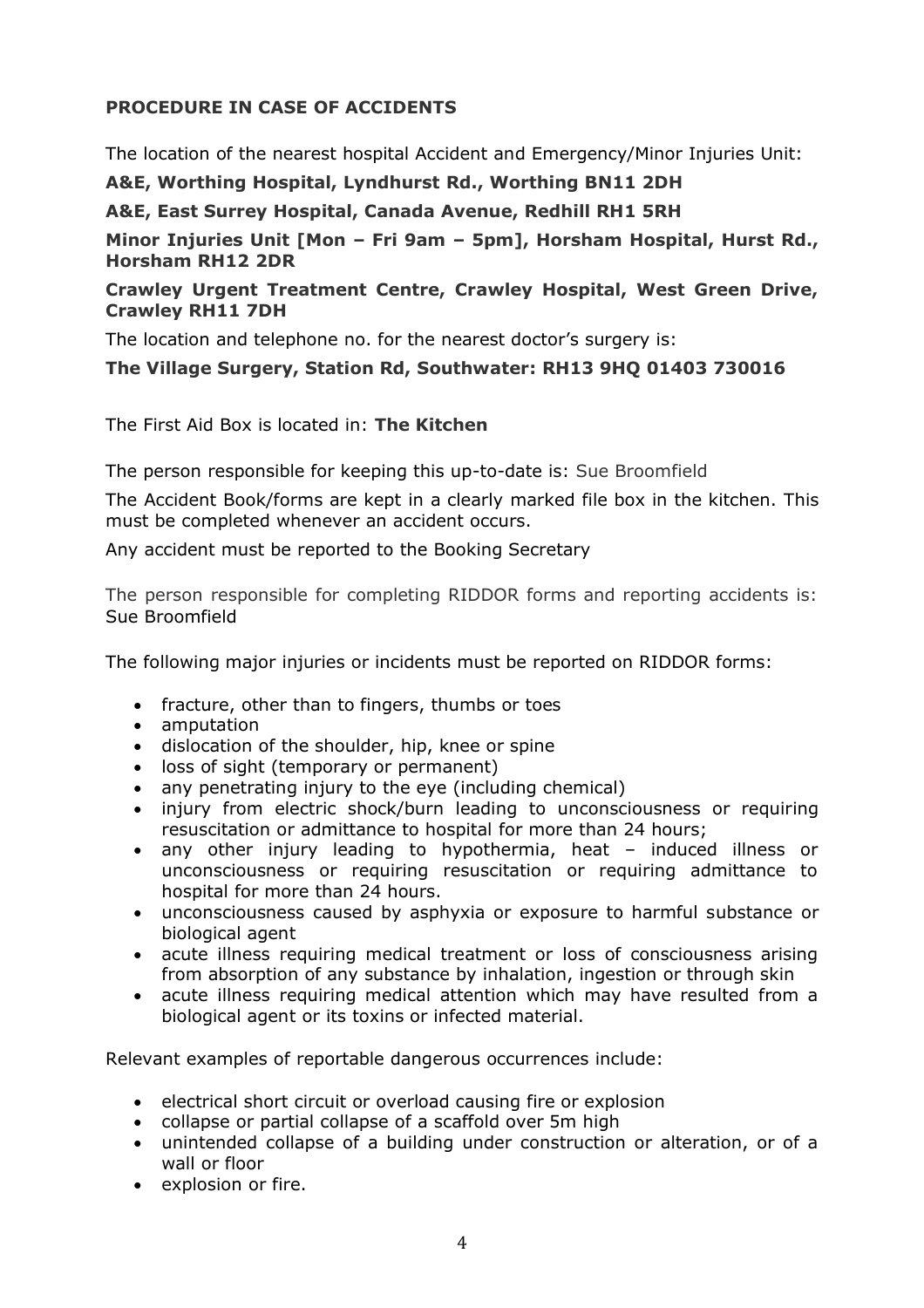## PROCEDURE IN CASE OF ACCIDENTS

The location of the nearest hospital Accident and Emergency/Minor Injuries Unit:

**A&E, Worthing Hospital, Lyndhurst Rd., Worthing BN11 2DH**

**A&E, East Surrey Hospital, Canada Avenue, Redhill RH1 5RH**

**Minor Injuries Unit [Mon – Fri 9am – 5pm], Horsham Hospital, Hurst Rd., Horsham RH12 2DR**

**Crawley Urgent Treatment Centre, Crawley Hospital, West Green Drive, Crawley RH11 7DH**

The location and telephone no. for the nearest doctor's surgery is:

**The Village Surgery, Station Rd, Southwater: RH13 9HQ 01403 730016**

The First Aid Box is located in: **The Kitchen**

The person responsible for keeping this up-to-date is: Sue Broomfield

The Accident Book/forms are kept in a clearly marked file box in the kitchen. This must be completed whenever an accident occurs.

Any accident must be reported to the Booking Secretary

The person responsible for completing RIDDOR forms and reporting accidents is: Sue Broomfield

The following major injuries or incidents must be reported on RIDDOR forms:

- fracture, other than to fingers, thumbs or toes
- amputation
- dislocation of the shoulder, hip, knee or spine
- loss of sight (temporary or permanent)
- any penetrating injury to the eye (including chemical)
- injury from electric shock/burn leading to unconsciousness or requiring resuscitation or admittance to hospital for more than 24 hours;
- any other injury leading to hypothermia, heat – induced illness or unconsciousness or requiring resuscitation or requiring admittance to hospital for more than 24 hours.
- unconsciousness caused by asphyxia or exposure to harmful substance or biological agent
- acute illness requiring medical treatment or loss of consciousness arising from absorption of any substance by inhalation, ingestion or through skin
- acute illness requiring medical attention which may have resulted from a biological agent or its toxins or infected material.

Relevant examples of reportable dangerous occurrences include:

- electrical short circuit or overload causing fire or explosion
- collapse or partial collapse of a scaffold over 5m high
- unintended collapse of a building under construction or alteration, or of a wall or floor
- explosion or fire.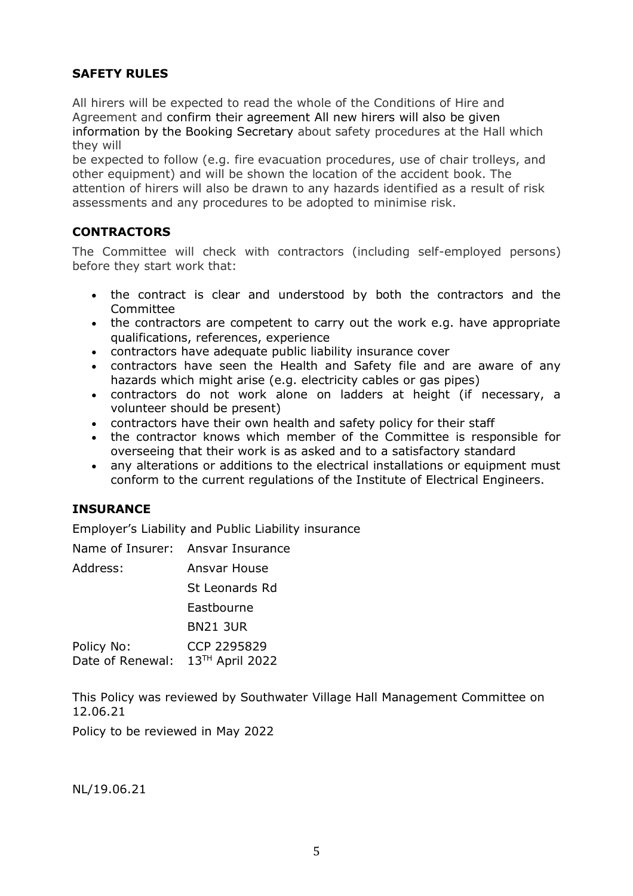## SAFETY RULES

All hirers will be expected to read the whole of the Conditions of Hire and Agreement and confirm their agreement All new hirers will also be given information by the Booking Secretary about safety procedures at the Hall which they will be expected to follow (e.g. fire evacuation procedures, use of chair trolleys, and other equipment) and will be shown the location of the accident book. The attention of hirers will also be drawn to any hazards identified as a result of risk assessments and any procedures to be adopted to minimise risk.

## CONTRACTORS

The Committee will check with contractors (including self-employed persons) before they start work that:

- the contract is clear and understood by both the contractors and the Committee
- the contractors are competent to carry out the work e.g. have appropriate qualifications, references, experience
- contractors have adequate public liability insurance cover
- contractors have seen the Health and Safety file and are aware of any hazards which might arise (e.g. electricity cables or gas pipes)
- contractors do not work alone on ladders at height (if necessary, a volunteer should be present)
- contractors have their own health and safety policy for their staff
- the contractor knows which member of the Committee is responsible for overseeing that their work is as asked and to a satisfactory standard
- any alterations or additions to the electrical installations or equipment must conform to the current regulations of the Institute of Electrical Engineers.

## INSURANCE

Employer's Liability and Public Liability insurance

| | |
|---|---|
| Name of Insurer: | Ansvar Insurance |
| Address: | Ansvar House<br>St Leonards Rd<br>Eastbourne<br>BN21 3UR |
| Policy No: | CCP 2295829 |
| Date of Renewal: | 13TH April 2022 |

This Policy was reviewed by Southwater Village Hall Management Committee on 12.06.21

Policy to be reviewed in May 2022

NL/19.06.21